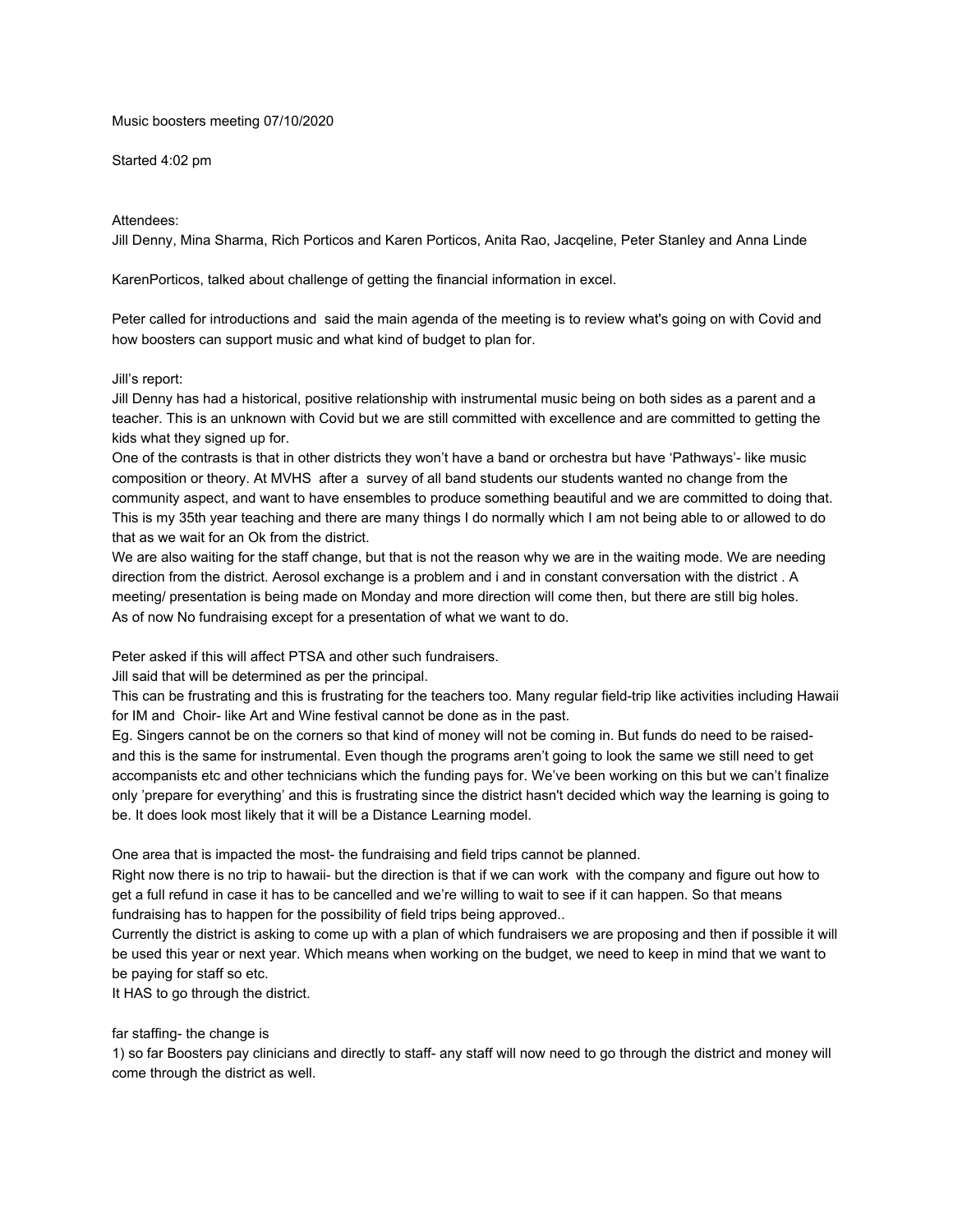Music boosters meeting 07/10/2020

Started 4:02 pm

Attendees:
Jill Denny, Mina Sharma, Rich Porticos and Karen Porticos, Anita Rao, Jacqeline, Peter Stanley and Anna Linde

KarenPorticos, talked about challenge of getting the financial information in excel.

Peter called for introductions and said the main agenda of the meeting is to review what's going on with Covid and how boosters can support music and what kind of budget to plan for.

Jill's report:
Jill Denny has had a historical, positive relationship with instrumental music being on both sides as a parent and a teacher. This is an unknown with Covid but we are still committed with excellence and are committed to getting the kids what they signed up for.
One of the contrasts is that in other districts they won't have a band or orchestra but have 'Pathways'- like music composition or theory. At MVHS after a survey of all band students our students wanted no change from the community aspect, and want to have ensembles to produce something beautiful and we are committed to doing that. This is my 35th year teaching and there are many things I do normally which I am not being able to or allowed to do that as we wait for an Ok from the district.
We are also waiting for the staff change, but that is not the reason why we are in the waiting mode. We are needing direction from the district. Aerosol exchange is a problem and i and in constant conversation with the district . A meeting/ presentation is being made on Monday and more direction will come then, but there are still big holes.
As of now No fundraising except for a presentation of what we want to do.

Peter asked if this will affect PTSA and other such fundraisers.
Jill said that will be determined as per the principal.
This can be frustrating and this is frustrating for the teachers too. Many regular field-trip like activities including Hawaii for IM and Choir- like Art and Wine festival cannot be done as in the past.
Eg. Singers cannot be on the corners so that kind of money will not be coming in. But funds do need to be raised- and this is the same for instrumental. Even though the programs aren't going to look the same we still need to get accompanists etc and other technicians which the funding pays for. We've been working on this but we can't finalize only 'prepare for everything' and this is frustrating since the district hasn't decided which way the learning is going to be. It does look most likely that it will be a Distance Learning model.

One area that is impacted the most- the fundraising and field trips cannot be planned.
Right now there is no trip to hawaii- but the direction is that if we can work with the company and figure out how to get a full refund in case it has to be cancelled and we're willing to wait to see if it can happen. So that means fundraising has to happen for the possibility of field trips being approved..
Currently the district is asking to come up with a plan of which fundraisers we are proposing and then if possible it will be used this year or next year. Which means when working on the budget, we need to keep in mind that we want to be paying for staff so etc.
It HAS to go through the district.

far staffing- the change is
1) so far Boosters pay clinicians and directly to staff- any staff will now need to go through the district and money will come through the district as well.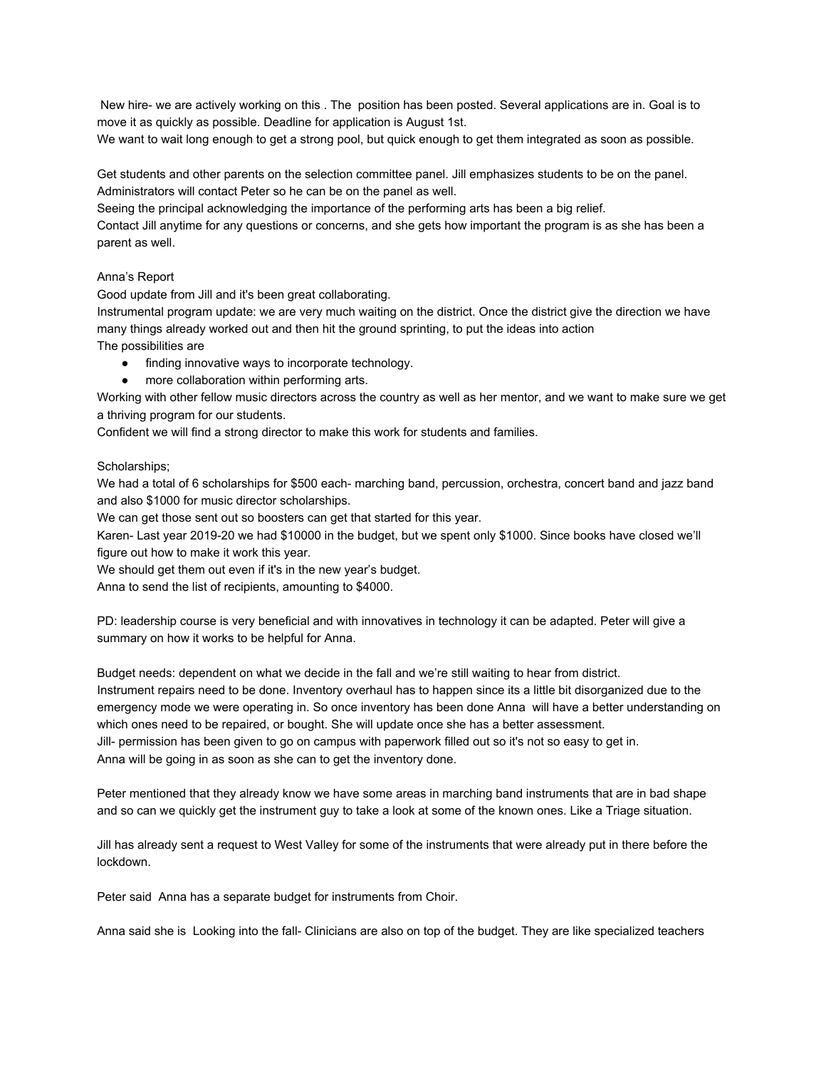New hire- we are actively working on this . The position has been posted. Several applications are in. Goal is to move it as quickly as possible. Deadline for application is August 1st.
We want to wait long enough to get a strong pool, but quick enough to get them integrated as soon as possible.

Get students and other parents on the selection committee panel. Jill emphasizes students to be on the panel. Administrators will contact Peter so he can be on the panel as well.
Seeing the principal acknowledging the importance of the performing arts has been a big relief.
Contact Jill anytime for any questions or concerns, and she gets how important the program is as she has been a parent as well.

Anna's Report
Good update from Jill and it's been great collaborating.
Instrumental program update: we are very much waiting on the district. Once the district give the direction we have many things already worked out and then hit the ground sprinting, to put the ideas into action
The possibilities are

- finding innovative ways to incorporate technology.
- more collaboration within performing arts.

Working with other fellow music directors across the country as well as her mentor, and we want to make sure we get a thriving program for our students.
Confident we will find a strong director to make this work for students and families.

Scholarships;
We had a total of 6 scholarships for $500 each- marching band, percussion, orchestra, concert band and jazz band and also $1000 for music director scholarships.
We can get those sent out so boosters can get that started for this year.
Karen- Last year 2019-20 we had $10000 in the budget, but we spent only $1000. Since books have closed we'll figure out how to make it work this year.
We should get them out even if it's in the new year's budget.
Anna to send the list of recipients, amounting to $4000.

PD: leadership course is very beneficial and with innovatives in technology it can be adapted. Peter will give a summary on how it works to be helpful for Anna.

Budget needs: dependent on what we decide in the fall and we're still waiting to hear from district.
Instrument repairs need to be done. Inventory overhaul has to happen since its a little bit disorganized due to the emergency mode we were operating in. So once inventory has been done Anna will have a better understanding on which ones need to be repaired, or bought. She will update once she has a better assessment.
Jill- permission has been given to go on campus with paperwork filled out so it's not so easy to get in.
Anna will be going in as soon as she can to get the inventory done.

Peter mentioned that they already know we have some areas in marching band instruments that are in bad shape and so can we quickly get the instrument guy to take a look at some of the known ones. Like a Triage situation.

Jill has already sent a request to West Valley for some of the instruments that were already put in there before the lockdown.

Peter said Anna has a separate budget for instruments from Choir.

Anna said she is Looking into the fall- Clinicians are also on top of the budget. They are like specialized teachers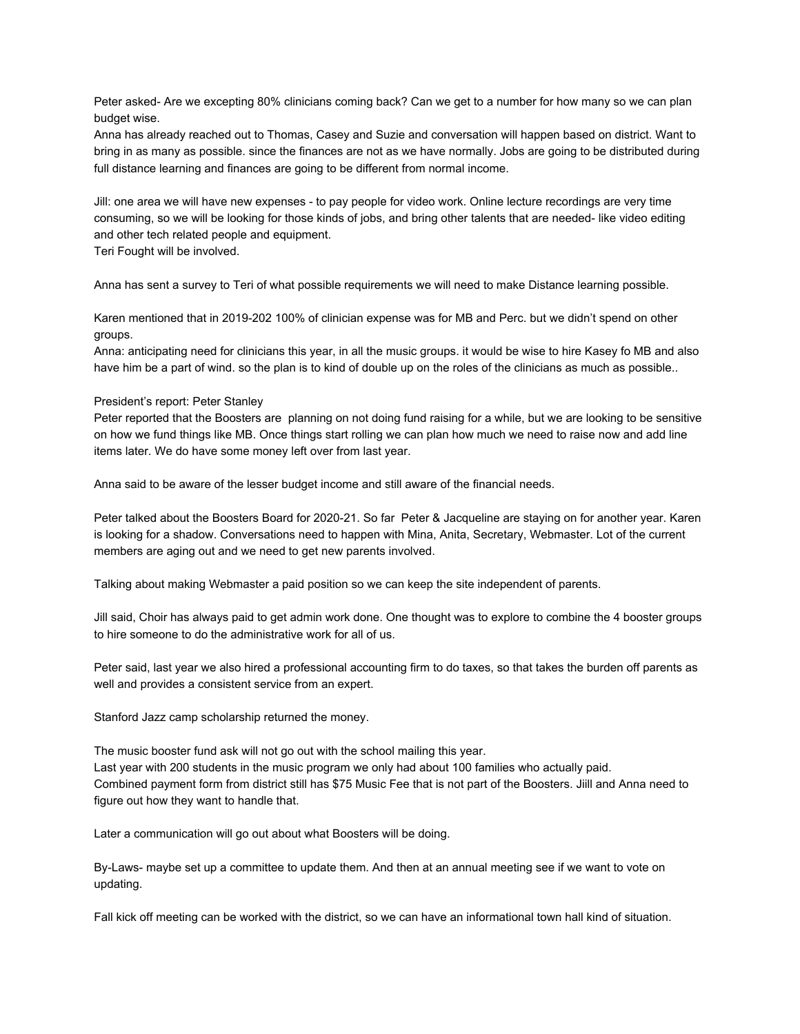Peter asked- Are we excepting 80% clinicians coming back? Can we get to a number for how many so we can plan budget wise.
Anna has already reached out to Thomas, Casey and Suzie and conversation will happen based on district. Want to bring in as many as possible. since the finances are not as we have normally. Jobs are going to be distributed during full distance learning and finances are going to be different from normal income.

Jill: one area we will have new expenses - to pay people for video work. Online lecture recordings are very time consuming, so we will be looking for those kinds of jobs, and bring other talents that are needed- like video editing and other tech related people and equipment.
Teri Fought will be involved.

Anna has sent a survey to Teri of what possible requirements we will need to make Distance learning possible.

Karen mentioned that in 2019-202 100% of clinician expense was for MB and Perc. but we didn't spend on other groups.
Anna: anticipating need for clinicians this year, in all the music groups. it would be wise to hire Kasey fo MB and also have him be a part of wind. so the plan is to kind of double up on the roles of the clinicians as much as possible..

President's report: Peter Stanley
Peter reported that the Boosters are planning on not doing fund raising for a while, but we are looking to be sensitive on how we fund things like MB. Once things start rolling we can plan how much we need to raise now and add line items later. We do have some money left over from last year.

Anna said to be aware of the lesser budget income and still aware of the financial needs.

Peter talked about the Boosters Board for 2020-21. So far Peter & Jacqueline are staying on for another year. Karen is looking for a shadow. Conversations need to happen with Mina, Anita, Secretary, Webmaster. Lot of the current members are aging out and we need to get new parents involved.

Talking about making Webmaster a paid position so we can keep the site independent of parents.

Jill said, Choir has always paid to get admin work done. One thought was to explore to combine the 4 booster groups to hire someone to do the administrative work for all of us.

Peter said, last year we also hired a professional accounting firm to do taxes, so that takes the burden off parents as well and provides a consistent service from an expert.

Stanford Jazz camp scholarship returned the money.

The music booster fund ask will not go out with the school mailing this year.
Last year with 200 students in the music program we only had about 100 families who actually paid.
Combined payment form from district still has $75 Music Fee that is not part of the Boosters. Jiill and Anna need to figure out how they want to handle that.

Later a communication will go out about what Boosters will be doing.

By-Laws- maybe set up a committee to update them. And then at an annual meeting see if we want to vote on updating.

Fall kick off meeting can be worked with the district, so we can have an informational town hall kind of situation.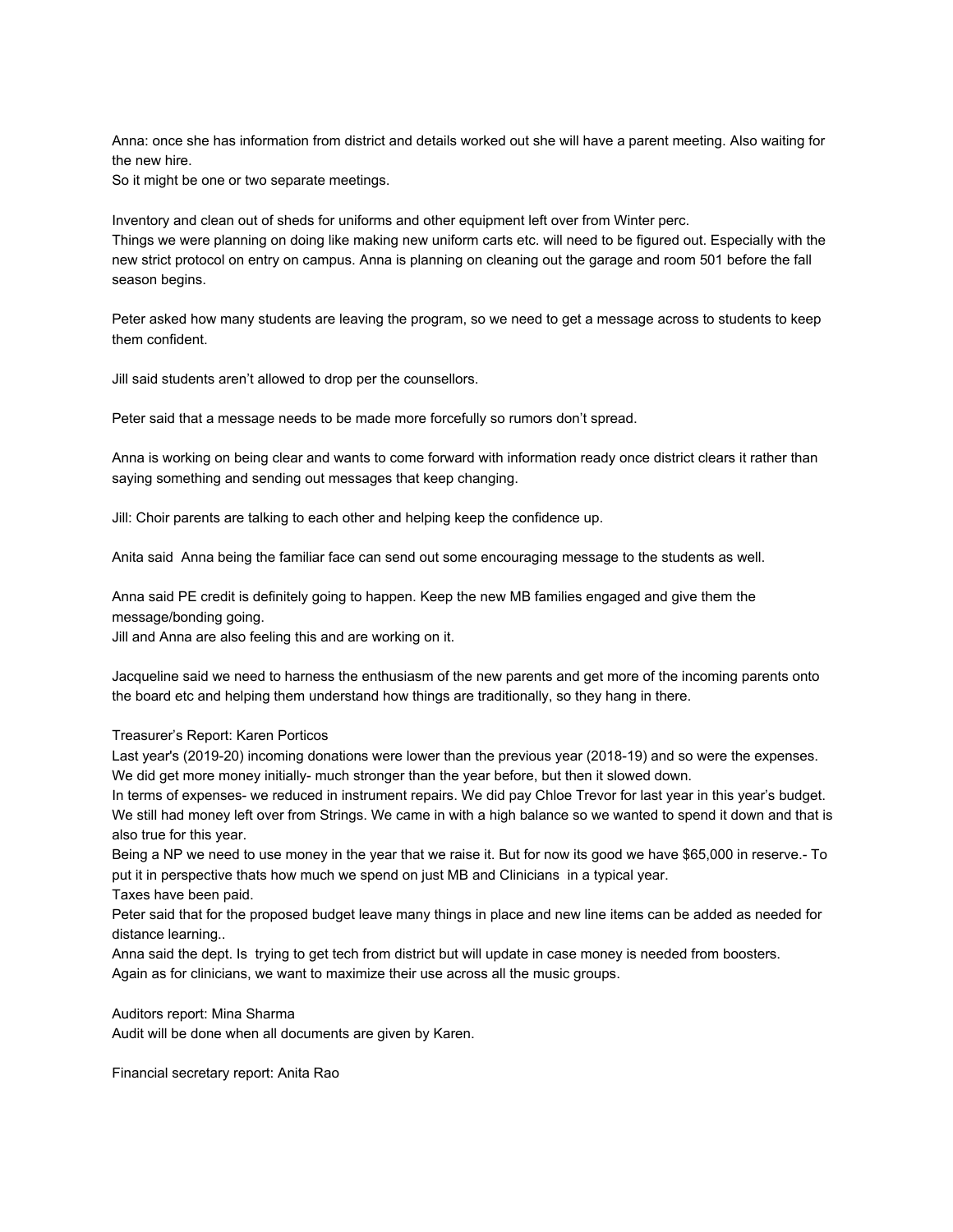Anna: once she has information from district and details worked out she will have a parent meeting. Also waiting for the new hire.
So it might be one or two separate meetings.

Inventory and clean out of sheds for uniforms and other equipment left over from Winter perc.
Things we were planning on doing like making new uniform carts etc. will need to be figured out. Especially with the new strict protocol on entry on campus. Anna is planning on cleaning out the garage and room 501 before the fall season begins.

Peter asked how many students are leaving the program, so we need to get a message across to students to keep them confident.

Jill said students aren't allowed to drop per the counsellors.

Peter said that a message needs to be made more forcefully so rumors don't spread.

Anna is working on being clear and wants to come forward with information ready once district clears it rather than saying something and sending out messages that keep changing.

Jill: Choir parents are talking to each other and helping keep the confidence up.

Anita said Anna being the familiar face can send out some encouraging message to the students as well.

Anna said PE credit is definitely going to happen. Keep the new MB families engaged and give them the message/bonding going.
Jill and Anna are also feeling this and are working on it.

Jacqueline said we need to harness the enthusiasm of the new parents and get more of the incoming parents onto the board etc and helping them understand how things are traditionally, so they hang in there.

Treasurer's Report: Karen Porticos
Last year's (2019-20) incoming donations were lower than the previous year (2018-19) and so were the expenses. We did get more money initially- much stronger than the year before, but then it slowed down.
In terms of expenses- we reduced in instrument repairs. We did pay Chloe Trevor for last year in this year's budget. We still had money left over from Strings. We came in with a high balance so we wanted to spend it down and that is also true for this year.
Being a NP we need to use money in the year that we raise it. But for now its good we have $65,000 in reserve.- To put it in perspective thats how much we spend on just MB and Clinicians in a typical year.
Taxes have been paid.
Peter said that for the proposed budget leave many things in place and new line items can be added as needed for distance learning..
Anna said the dept. Is trying to get tech from district but will update in case money is needed from boosters.
Again as for clinicians, we want to maximize their use across all the music groups.

Auditors report: Mina Sharma
Audit will be done when all documents are given by Karen.

Financial secretary report: Anita Rao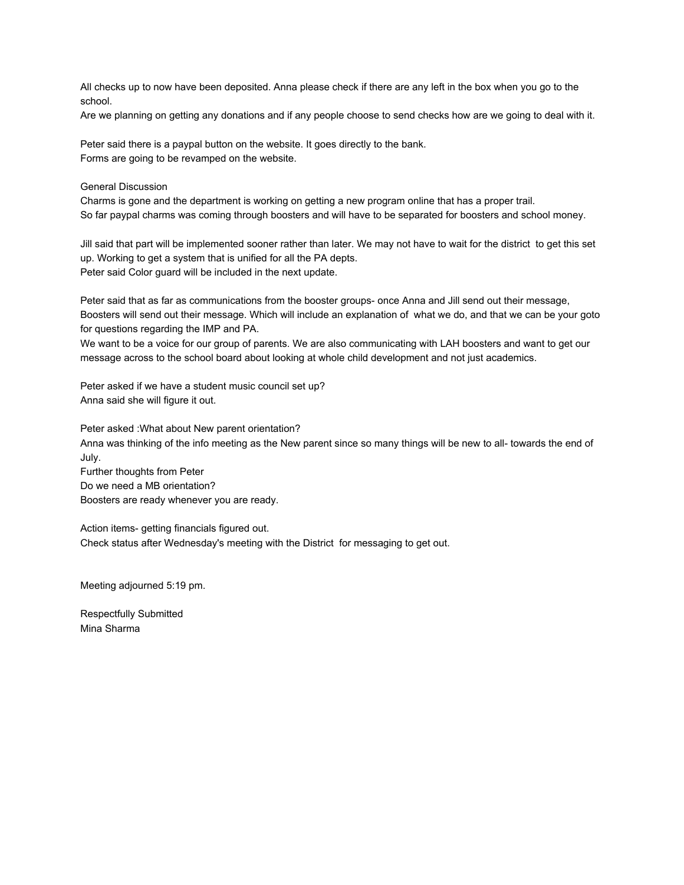All checks up to now have been deposited. Anna please check if there are any left in the box when you go to the school.
Are we planning on getting any donations and if any people choose to send checks how are we going to deal with it.

Peter said there is a paypal button on the website. It goes directly to the bank.
Forms are going to be revamped on the website.

General Discussion
Charms is gone and the department is working on getting a new program online that has a proper trail.
So far paypal charms was coming through boosters and will have to be separated for boosters and school money.

Jill said that part will be implemented sooner rather than later. We may not have to wait for the district to get this set up. Working to get a system that is unified for all the PA depts.
Peter said Color guard will be included in the next update.

Peter said that as far as communications from the booster groups- once Anna and Jill send out their message, Boosters will send out their message. Which will include an explanation of what we do, and that we can be your goto for questions regarding the IMP and PA.
We want to be a voice for our group of parents. We are also communicating with LAH boosters and want to get our message across to the school board about looking at whole child development and not just academics.

Peter asked if we have a student music council set up?
Anna said she will figure it out.

Peter asked :What about New parent orientation?
Anna was thinking of the info meeting as the New parent since so many things will be new to all- towards the end of July.
Further thoughts from Peter
Do we need a MB orientation?
Boosters are ready whenever you are ready.

Action items- getting financials figured out.
Check status after Wednesday's meeting with the District for messaging to get out.

Meeting adjourned 5:19 pm.

Respectfully Submitted
Mina Sharma